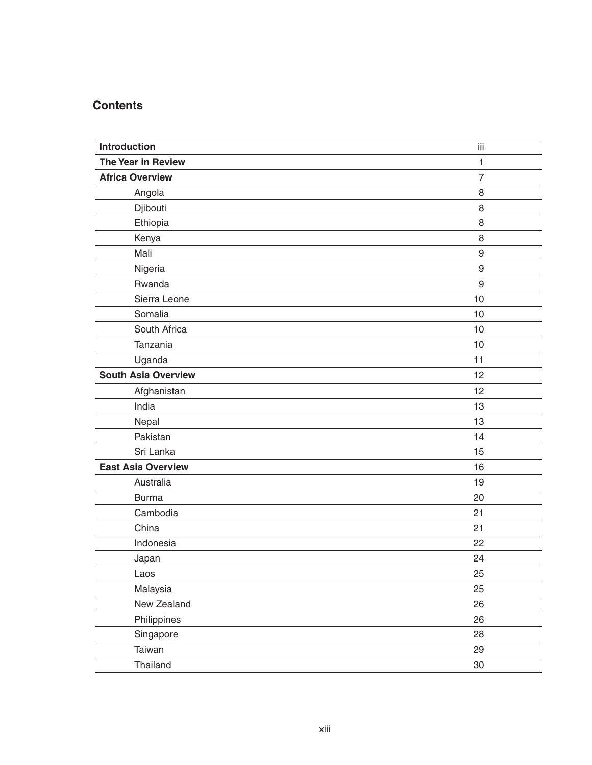## Contents

| | |
|---|---|
| **Introduction** | iii |
| **The Year in Review** | 1 |
| **Africa Overview** | 7 |
| Angola | 8 |
| Djibouti | 8 |
| Ethiopia | 8 |
| Kenya | 8 |
| Mali | 9 |
| Nigeria | 9 |
| Rwanda | 9 |
| Sierra Leone | 10 |
| Somalia | 10 |
| South Africa | 10 |
| Tanzania | 10 |
| Uganda | 11 |
| **South Asia Overview** | 12 |
| Afghanistan | 12 |
| India | 13 |
| Nepal | 13 |
| Pakistan | 14 |
| Sri Lanka | 15 |
| **East Asia Overview** | 16 |
| Australia | 19 |
| Burma | 20 |
| Cambodia | 21 |
| China | 21 |
| Indonesia | 22 |
| Japan | 24 |
| Laos | 25 |
| Malaysia | 25 |
| New Zealand | 26 |
| Philippines | 26 |
| Singapore | 28 |
| Taiwan | 29 |
| Thailand | 30 |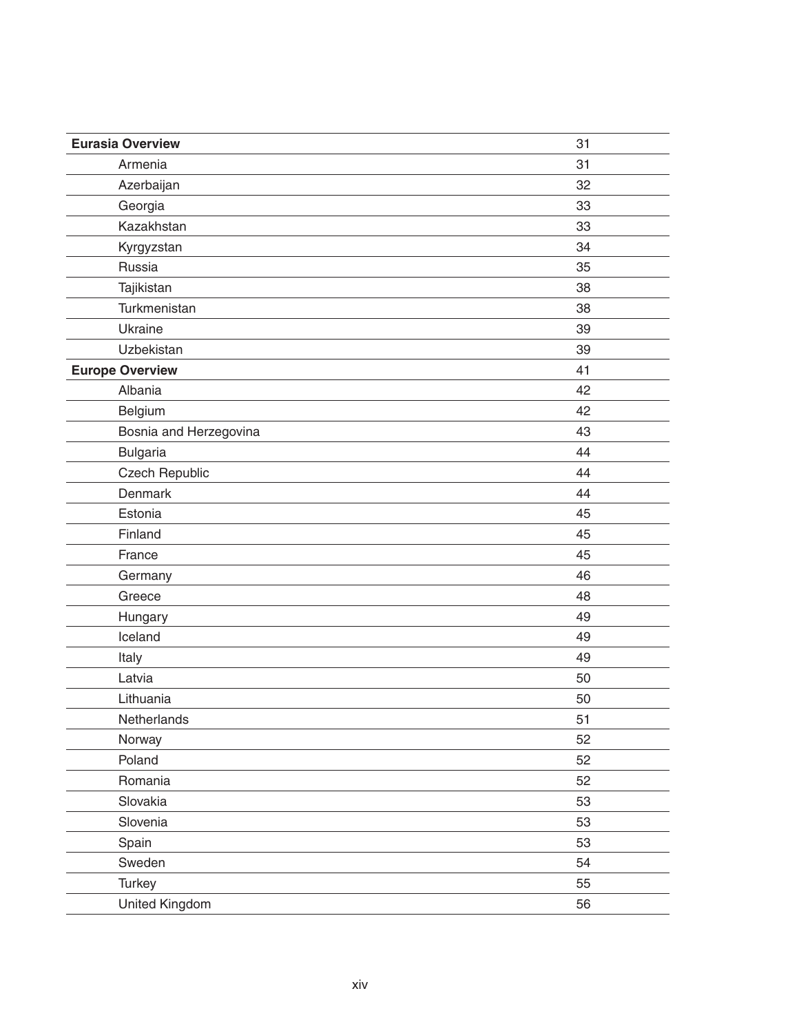| | |
|---|---|
| **Eurasia Overview** | 31 |
| Armenia | 31 |
| Azerbaijan | 32 |
| Georgia | 33 |
| Kazakhstan | 33 |
| Kyrgyzstan | 34 |
| Russia | 35 |
| Tajikistan | 38 |
| Turkmenistan | 38 |
| Ukraine | 39 |
| Uzbekistan | 39 |
| **Europe Overview** | 41 |
| Albania | 42 |
| Belgium | 42 |
| Bosnia and Herzegovina | 43 |
| Bulgaria | 44 |
| Czech Republic | 44 |
| Denmark | 44 |
| Estonia | 45 |
| Finland | 45 |
| France | 45 |
| Germany | 46 |
| Greece | 48 |
| Hungary | 49 |
| Iceland | 49 |
| Italy | 49 |
| Latvia | 50 |
| Lithuania | 50 |
| Netherlands | 51 |
| Norway | 52 |
| Poland | 52 |
| Romania | 52 |
| Slovakia | 53 |
| Slovenia | 53 |
| Spain | 53 |
| Sweden | 54 |
| Turkey | 55 |
| United Kingdom | 56 |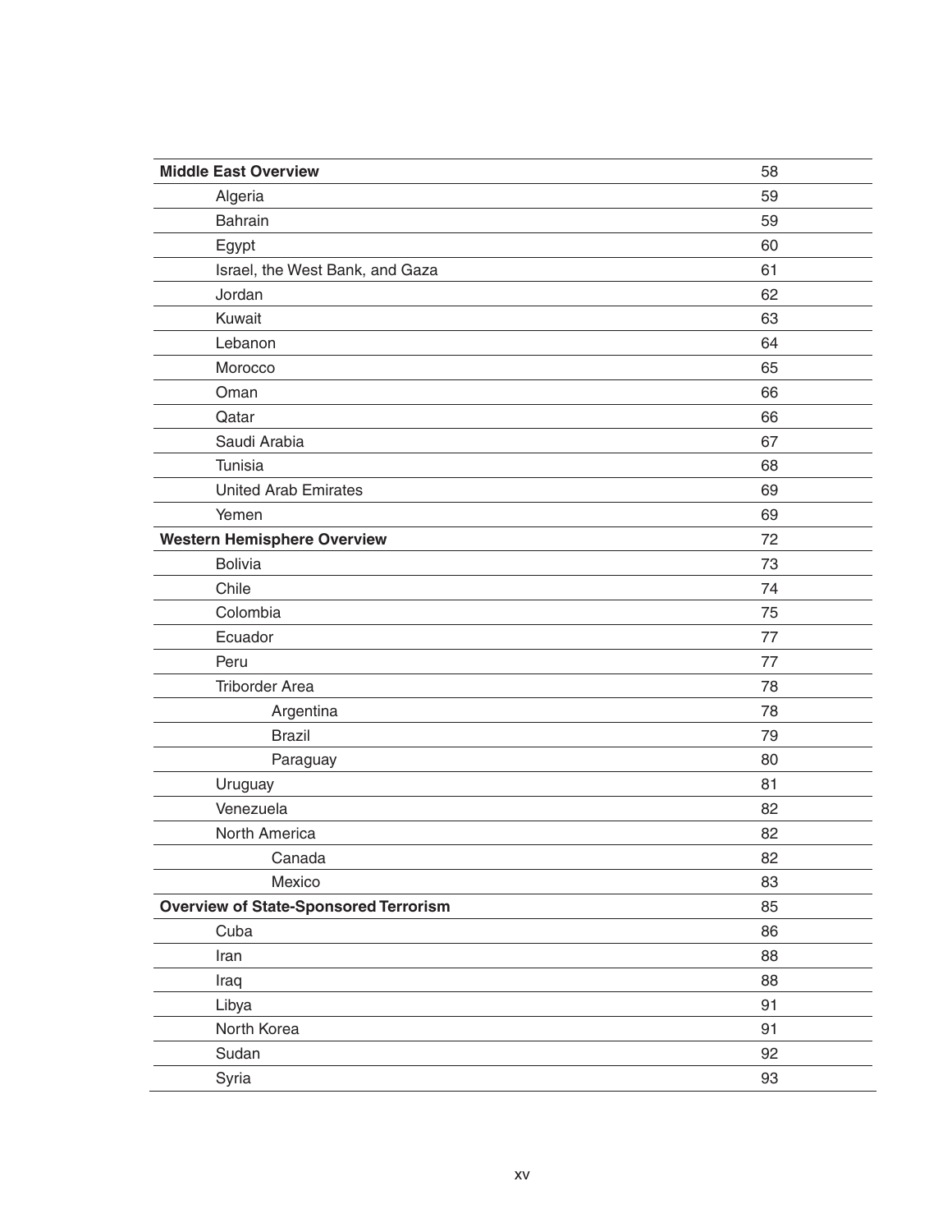| | |
|---|---|
| **Middle East Overview** | 58 |
| Algeria | 59 |
| Bahrain | 59 |
| Egypt | 60 |
| Israel, the West Bank, and Gaza | 61 |
| Jordan | 62 |
| Kuwait | 63 |
| Lebanon | 64 |
| Morocco | 65 |
| Oman | 66 |
| Qatar | 66 |
| Saudi Arabia | 67 |
| Tunisia | 68 |
| United Arab Emirates | 69 |
| Yemen | 69 |
| **Western Hemisphere Overview** | 72 |
| Bolivia | 73 |
| Chile | 74 |
| Colombia | 75 |
| Ecuador | 77 |
| Peru | 77 |
| Triborder Area | 78 |
| Argentina | 78 |
| Brazil | 79 |
| Paraguay | 80 |
| Uruguay | 81 |
| Venezuela | 82 |
| North America | 82 |
| Canada | 82 |
| Mexico | 83 |
| **Overview of State-Sponsored Terrorism** | 85 |
| Cuba | 86 |
| Iran | 88 |
| Iraq | 88 |
| Libya | 91 |
| North Korea | 91 |
| Sudan | 92 |
| Syria | 93 |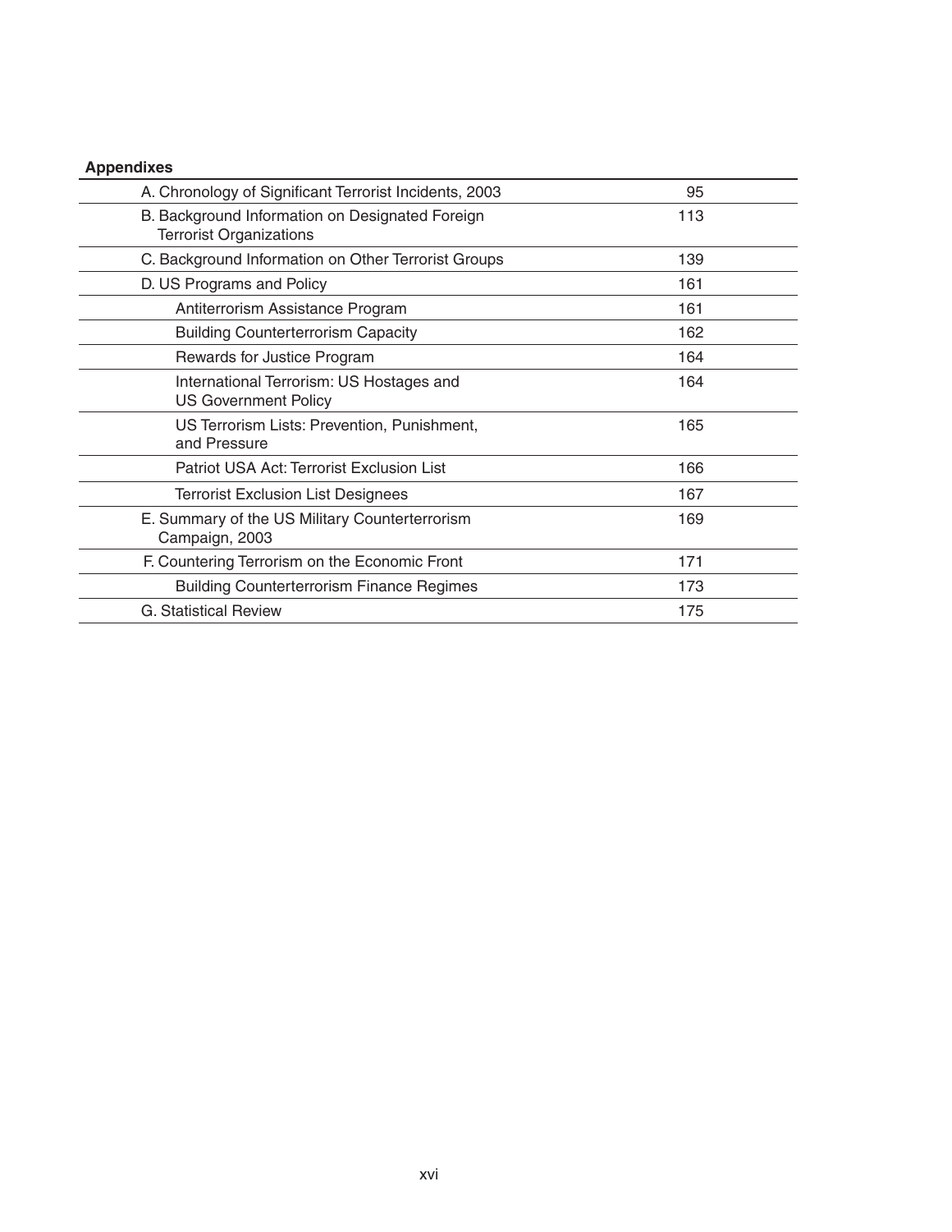**Appendixes**

| | |
|---|---|
| A. Chronology of Significant Terrorist Incidents, 2003 | 95 |
| B. Background Information on Designated Foreign Terrorist Organizations | 113 |
| C. Background Information on Other Terrorist Groups | 139 |
| D. US Programs and Policy | 161 |
| Antiterrorism Assistance Program | 161 |
| Building Counterterrorism Capacity | 162 |
| Rewards for Justice Program | 164 |
| International Terrorism: US Hostages and US Government Policy | 164 |
| US Terrorism Lists: Prevention, Punishment, and Pressure | 165 |
| Patriot USA Act: Terrorist Exclusion List | 166 |
| Terrorist Exclusion List Designees | 167 |
| E. Summary of the US Military Counterterrorism Campaign, 2003 | 169 |
| F. Countering Terrorism on the Economic Front | 171 |
| Building Counterterrorism Finance Regimes | 173 |
| G. Statistical Review | 175 |